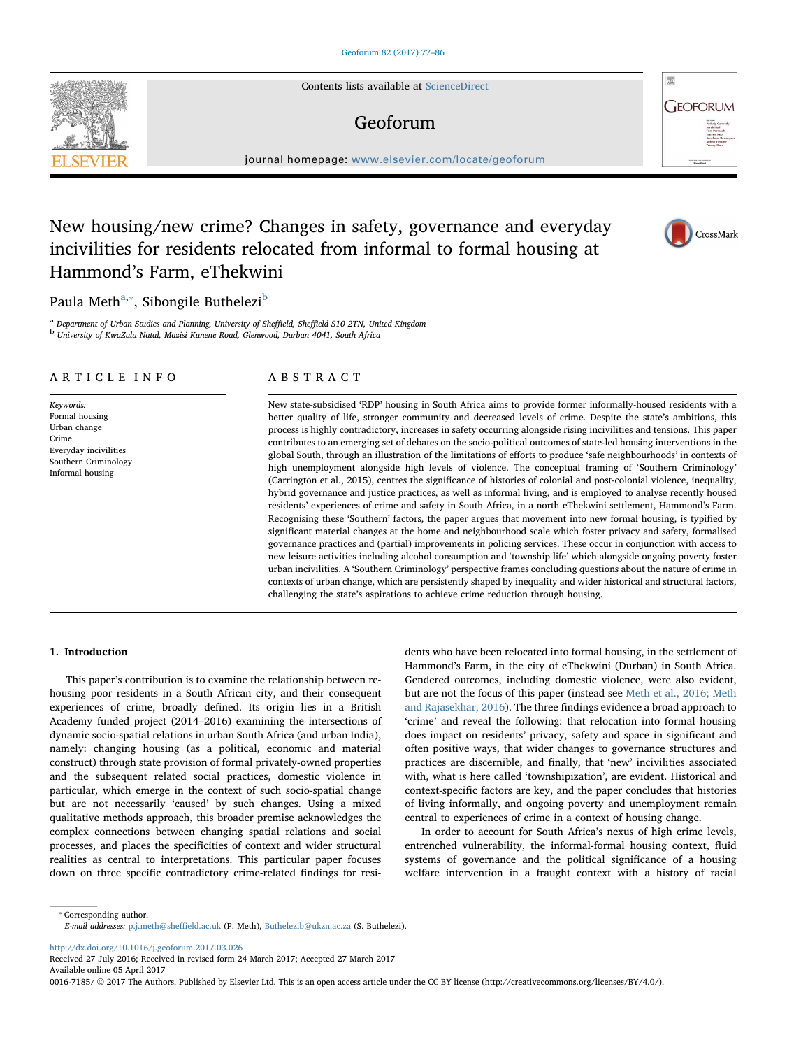# New housing/new crime? Changes in safety, governance and everyday incivilities for residents relocated from informal to formal housing at Hammond's Farm, eThekwini

Paula Meth[a,*], Sibongile Buthelezi[b]

[a] Department of Urban Studies and Planning, University of Sheffield, Sheffield S10 2TN, United Kingdom
[b] University of KwaZulu Natal, Mazisi Kunene Road, Glenwood, Durban 4041, South Africa

## ARTICLE INFO

*Keywords:*
Formal housing
Urban change
Crime
Everyday incivilities
Southern Criminology
Informal housing

## ABSTRACT

New state-subsidised 'RDP' housing in South Africa aims to provide former informally-housed residents with a better quality of life, stronger community and decreased levels of crime. Despite the state's ambitions, this process is highly contradictory, increases in safety occurring alongside rising incivilities and tensions. This paper contributes to an emerging set of debates on the socio-political outcomes of state-led housing interventions in the global South, through an illustration of the limitations of efforts to produce 'safe neighbourhoods' in contexts of high unemployment alongside high levels of violence. The conceptual framing of 'Southern Criminology' (Carrington et al., 2015), centres the significance of histories of colonial and post-colonial violence, inequality, hybrid governance and justice practices, as well as informal living, and is employed to analyse recently housed residents' experiences of crime and safety in South Africa, in a north eThekwini settlement, Hammond's Farm. Recognising these 'Southern' factors, the paper argues that movement into new formal housing, is typified by significant material changes at the home and neighbourhood scale which foster privacy and safety, formalised governance practices and (partial) improvements in policing services. These occur in conjunction with access to new leisure activities including alcohol consumption and 'township life' which alongside ongoing poverty foster urban incivilities. A 'Southern Criminology' perspective frames concluding questions about the nature of crime in contexts of urban change, which are persistently shaped by inequality and wider historical and structural factors, challenging the state's aspirations to achieve crime reduction through housing.

## 1. Introduction

This paper's contribution is to examine the relationship between re-housing poor residents in a South African city, and their consequent experiences of crime, broadly defined. Its origin lies in a British Academy funded project (2014–2016) examining the intersections of dynamic socio-spatial relations in urban South Africa (and urban India), namely: changing housing (as a political, economic and material construct) through state provision of formal privately-owned properties and the subsequent related social practices, domestic violence in particular, which emerge in the context of such socio-spatial change but are not necessarily 'caused' by such changes. Using a mixed qualitative methods approach, this broader premise acknowledges the complex connections between changing spatial relations and social processes, and places the specificities of context and wider structural realities as central to interpretations. This particular paper focuses down on three specific contradictory crime-related findings for residents who have been relocated into formal housing, in the settlement of Hammond's Farm, in the city of eThekwini (Durban) in South Africa. Gendered outcomes, including domestic violence, were also evident, but are not the focus of this paper (instead see Meth et al., 2016; Meth and Rajasekhar, 2016). The three findings evidence a broad approach to 'crime' and reveal the following: that relocation into formal housing does impact on residents' privacy, safety and space in significant and often positive ways, that wider changes to governance structures and practices are discernible, and finally, that 'new' incivilities associated with, what is here called 'townshipization', are evident. Historical and context-specific factors are key, and the paper concludes that histories of living informally, and ongoing poverty and unemployment remain central to experiences of crime in a context of housing change.

In order to account for South Africa's nexus of high crime levels, entrenched vulnerability, the informal-formal housing context, fluid systems of governance and the political significance of a housing welfare intervention in a fraught context with a history of racial

* Corresponding author.
*E-mail addresses:* p.j.meth@sheffield.ac.uk (P. Meth), Buthelezib@ukzn.ac.za (S. Buthelezi).

http://dx.doi.org/10.1016/j.geoforum.2017.03.026
Received 27 July 2016; Received in revised form 24 March 2017; Accepted 27 March 2017
Available online 05 April 2017
0016-7185/ © 2017 The Authors. Published by Elsevier Ltd. This is an open access article under the CC BY license (http://creativecommons.org/licenses/BY/4.0/).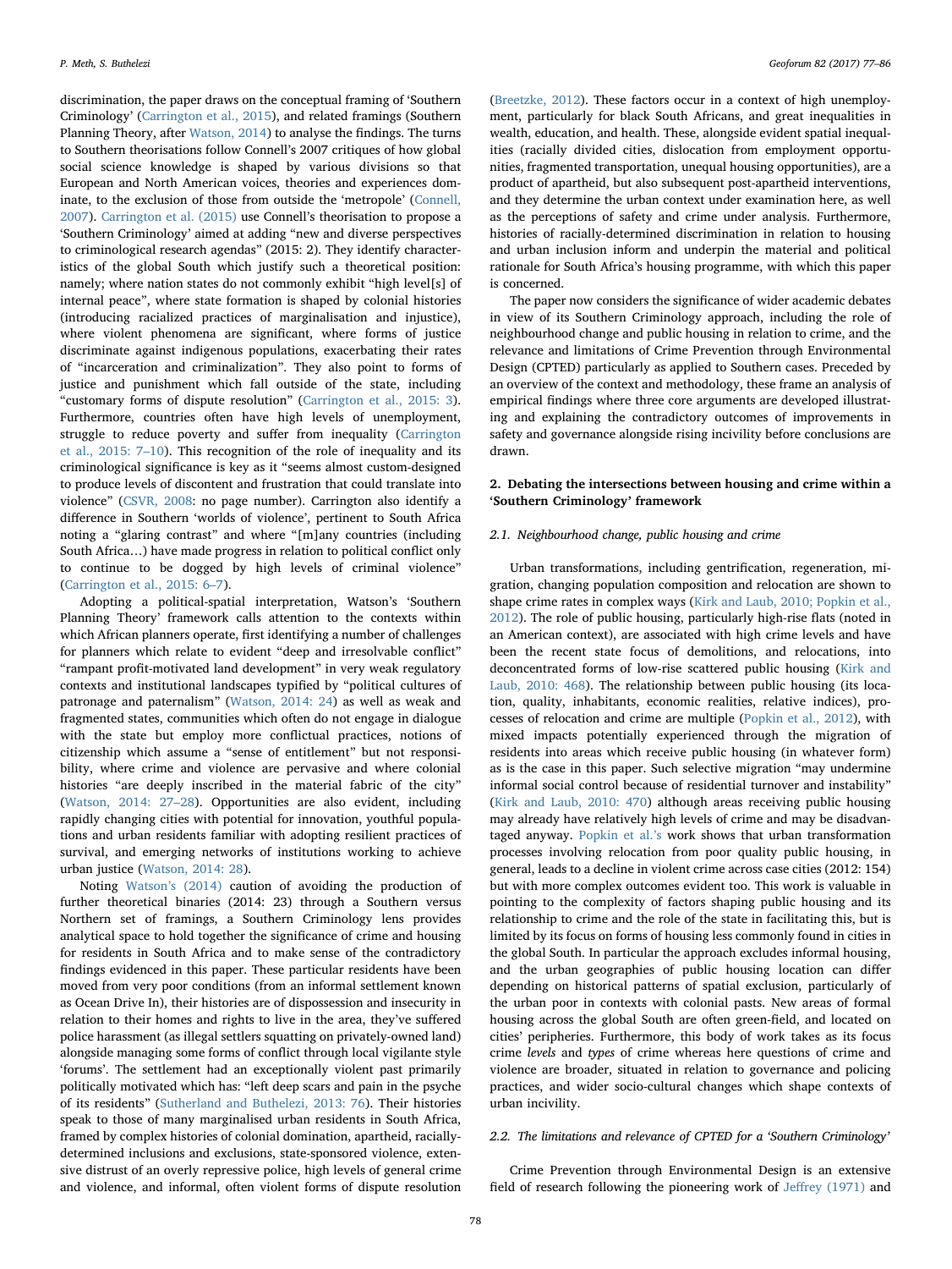discrimination, the paper draws on the conceptual framing of 'Southern Criminology' (Carrington et al., 2015), and related framings (Southern Planning Theory, after Watson, 2014) to analyse the findings. The turns to Southern theorisations follow Connell's 2007 critiques of how global social science knowledge is shaped by various divisions so that European and North American voices, theories and experiences dominate, to the exclusion of those from outside the 'metropole' (Connell, 2007). Carrington et al. (2015) use Connell's theorisation to propose a 'Southern Criminology' aimed at adding "new and diverse perspectives to criminological research agendas" (2015: 2). They identify characteristics of the global South which justify such a theoretical position: namely; where nation states do not commonly exhibit "high level[s] of internal peace", where state formation is shaped by colonial histories (introducing racialized practices of marginalisation and injustice), where violent phenomena are significant, where forms of justice discriminate against indigenous populations, exacerbating their rates of "incarceration and criminalization". They also point to forms of justice and punishment which fall outside of the state, including "customary forms of dispute resolution" (Carrington et al., 2015: 3). Furthermore, countries often have high levels of unemployment, struggle to reduce poverty and suffer from inequality (Carrington et al., 2015: 7–10). This recognition of the role of inequality and its criminological significance is key as it "seems almost custom-designed to produce levels of discontent and frustration that could translate into violence" (CSVR, 2008: no page number). Carrington also identify a difference in Southern 'worlds of violence', pertinent to South Africa noting a "glaring contrast" and where "[m]any countries (including South Africa…) have made progress in relation to political conflict only to continue to be dogged by high levels of criminal violence" (Carrington et al., 2015: 6–7).

Adopting a political-spatial interpretation, Watson's 'Southern Planning Theory' framework calls attention to the contexts within which African planners operate, first identifying a number of challenges for planners which relate to evident "deep and irresolvable conflict" "rampant profit-motivated land development" in very weak regulatory contexts and institutional landscapes typified by "political cultures of patronage and paternalism" (Watson, 2014: 24) as well as weak and fragmented states, communities which often do not engage in dialogue with the state but employ more conflictual practices, notions of citizenship which assume a "sense of entitlement" but not responsibility, where crime and violence are pervasive and where colonial histories "are deeply inscribed in the material fabric of the city" (Watson, 2014: 27–28). Opportunities are also evident, including rapidly changing cities with potential for innovation, youthful populations and urban residents familiar with adopting resilient practices of survival, and emerging networks of institutions working to achieve urban justice (Watson, 2014: 28).

Noting Watson's (2014) caution of avoiding the production of further theoretical binaries (2014: 23) through a Southern versus Northern set of framings, a Southern Criminology lens provides analytical space to hold together the significance of crime and housing for residents in South Africa and to make sense of the contradictory findings evidenced in this paper. These particular residents have been moved from very poor conditions (from an informal settlement known as Ocean Drive In), their histories are of dispossession and insecurity in relation to their homes and rights to live in the area, they've suffered police harassment (as illegal settlers squatting on privately-owned land) alongside managing some forms of conflict through local vigilante style 'forums'. The settlement had an exceptionally violent past primarily politically motivated which has: "left deep scars and pain in the psyche of its residents" (Sutherland and Buthelezi, 2013: 76). Their histories speak to those of many marginalised urban residents in South Africa, framed by complex histories of colonial domination, apartheid, racially-determined inclusions and exclusions, state-sponsored violence, extensive distrust of an overly repressive police, high levels of general crime and violence, and informal, often violent forms of dispute resolution (Breetzke, 2012). These factors occur in a context of high unemployment, particularly for black South Africans, and great inequalities in wealth, education, and health. These, alongside evident spatial inequalities (racially divided cities, dislocation from employment opportunities, fragmented transportation, unequal housing opportunities), are a product of apartheid, but also subsequent post-apartheid interventions, and they determine the urban context under examination here, as well as the perceptions of safety and crime under analysis. Furthermore, histories of racially-determined discrimination in relation to housing and urban inclusion inform and underpin the material and political rationale for South Africa's housing programme, with which this paper is concerned.

The paper now considers the significance of wider academic debates in view of its Southern Criminology approach, including the role of neighbourhood change and public housing in relation to crime, and the relevance and limitations of Crime Prevention through Environmental Design (CPTED) particularly as applied to Southern cases. Preceded by an overview of the context and methodology, these frame an analysis of empirical findings where three core arguments are developed illustrating and explaining the contradictory outcomes of improvements in safety and governance alongside rising incivility before conclusions are drawn.

## 2. Debating the intersections between housing and crime within a 'Southern Criminology' framework

### 2.1. Neighbourhood change, public housing and crime

Urban transformations, including gentrification, regeneration, migration, changing population composition and relocation are shown to shape crime rates in complex ways (Kirk and Laub, 2010; Popkin et al., 2012). The role of public housing, particularly high-rise flats (noted in an American context), are associated with high crime levels and have been the recent state focus of demolitions, and relocations, into deconcentrated forms of low-rise scattered public housing (Kirk and Laub, 2010: 468). The relationship between public housing (its location, quality, inhabitants, economic realities, relative indices), processes of relocation and crime are multiple (Popkin et al., 2012), with mixed impacts potentially experienced through the migration of residents into areas which receive public housing (in whatever form) as is the case in this paper. Such selective migration "may undermine informal social control because of residential turnover and instability" (Kirk and Laub, 2010: 470) although areas receiving public housing may already have relatively high levels of crime and may be disadvantaged anyway. Popkin et al.'s work shows that urban transformation processes involving relocation from poor quality public housing, in general, leads to a decline in violent crime across case cities (2012: 154) but with more complex outcomes evident too. This work is valuable in pointing to the complexity of factors shaping public housing and its relationship to crime and the role of the state in facilitating this, but is limited by its focus on forms of housing less commonly found in cities in the global South. In particular the approach excludes informal housing, and the urban geographies of public housing location can differ depending on historical patterns of spatial exclusion, particularly of the urban poor in contexts with colonial pasts. New areas of formal housing across the global South are often green-field, and located on cities' peripheries. Furthermore, this body of work takes as its focus crime *levels* and *types* of crime whereas here questions of crime and violence are broader, situated in relation to governance and policing practices, and wider socio-cultural changes which shape contexts of urban incivility.

### 2.2. The limitations and relevance of CPTED for a 'Southern Criminology'

Crime Prevention through Environmental Design is an extensive field of research following the pioneering work of Jeffrey (1971) and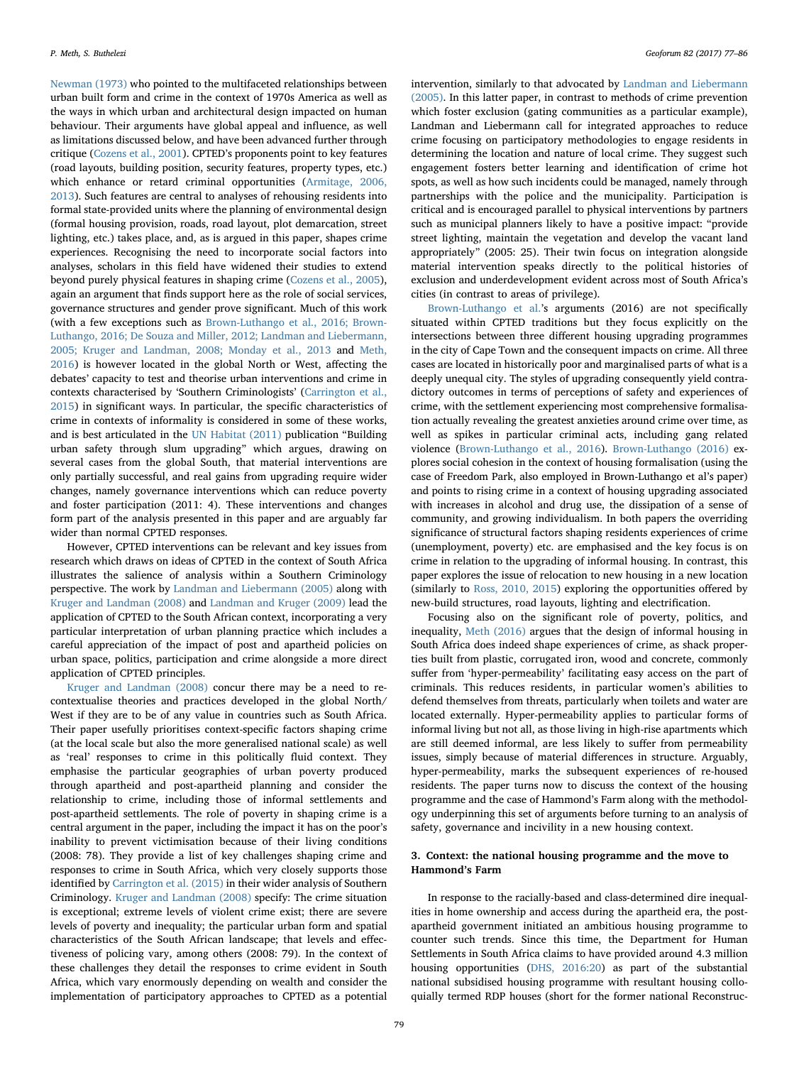Newman (1973) who pointed to the multifaceted relationships between urban built form and crime in the context of 1970s America as well as the ways in which urban and architectural design impacted on human behaviour. Their arguments have global appeal and influence, as well as limitations discussed below, and have been advanced further through critique (Cozens et al., 2001). CPTED's proponents point to key features (road layouts, building position, security features, property types, etc.) which enhance or retard criminal opportunities (Armitage, 2006, 2013). Such features are central to analyses of rehousing residents into formal state-provided units where the planning of environmental design (formal housing provision, roads, road layout, plot demarcation, street lighting, etc.) takes place, and, as is argued in this paper, shapes crime experiences. Recognising the need to incorporate social factors into analyses, scholars in this field have widened their studies to extend beyond purely physical features in shaping crime (Cozens et al., 2005), again an argument that finds support here as the role of social services, governance structures and gender prove significant. Much of this work (with a few exceptions such as Brown-Luthango et al., 2016; Brown-Luthango, 2016; De Souza and Miller, 2012; Landman and Liebermann, 2005; Kruger and Landman, 2008; Monday et al., 2013 and Meth, 2016) is however located in the global North or West, affecting the debates' capacity to test and theorise urban interventions and crime in contexts characterised by 'Southern Criminologists' (Carrington et al., 2015) in significant ways. In particular, the specific characteristics of crime in contexts of informality is considered in some of these works, and is best articulated in the UN Habitat (2011) publication "Building urban safety through slum upgrading" which argues, drawing on several cases from the global South, that material interventions are only partially successful, and real gains from upgrading require wider changes, namely governance interventions which can reduce poverty and foster participation (2011: 4). These interventions and changes form part of the analysis presented in this paper and are arguably far wider than normal CPTED responses.

However, CPTED interventions can be relevant and key issues from research which draws on ideas of CPTED in the context of South Africa illustrates the salience of analysis within a Southern Criminology perspective. The work by Landman and Liebermann (2005) along with Kruger and Landman (2008) and Landman and Kruger (2009) lead the application of CPTED to the South African context, incorporating a very particular interpretation of urban planning practice which includes a careful appreciation of the impact of post and apartheid policies on urban space, politics, participation and crime alongside a more direct application of CPTED principles.

Kruger and Landman (2008) concur there may be a need to re-contextualise theories and practices developed in the global North/West if they are to be of any value in countries such as South Africa. Their paper usefully prioritises context-specific factors shaping crime (at the local scale but also the more generalised national scale) as well as 'real' responses to crime in this politically fluid context. They emphasise the particular geographies of urban poverty produced through apartheid and post-apartheid planning and consider the relationship to crime, including those of informal settlements and post-apartheid settlements. The role of poverty in shaping crime is a central argument in the paper, including the impact it has on the poor's inability to prevent victimisation because of their living conditions (2008: 78). They provide a list of key challenges shaping crime and responses to crime in South Africa, which very closely supports those identified by Carrington et al. (2015) in their wider analysis of Southern Criminology. Kruger and Landman (2008) specify: The crime situation is exceptional; extreme levels of violent crime exist; there are severe levels of poverty and inequality; the particular urban form and spatial characteristics of the South African landscape; that levels and effectiveness of policing vary, among others (2008: 79). In the context of these challenges they detail the responses to crime evident in South Africa, which vary enormously depending on wealth and consider the implementation of participatory approaches to CPTED as a potential intervention, similarly to that advocated by Landman and Liebermann (2005). In this latter paper, in contrast to methods of crime prevention which foster exclusion (gating communities as a particular example), Landman and Liebermann call for integrated approaches to reduce crime focusing on participatory methodologies to engage residents in determining the location and nature of local crime. They suggest such engagement fosters better learning and identification of crime hot spots, as well as how such incidents could be managed, namely through partnerships with the police and the municipality. Participation is critical and is encouraged parallel to physical interventions by partners such as municipal planners likely to have a positive impact: "provide street lighting, maintain the vegetation and develop the vacant land appropriately" (2005: 25). Their twin focus on integration alongside material intervention speaks directly to the political histories of exclusion and underdevelopment evident across most of South Africa's cities (in contrast to areas of privilege).

Brown-Luthango et al.'s arguments (2016) are not specifically situated within CPTED traditions but they focus explicitly on the intersections between three different housing upgrading programmes in the city of Cape Town and the consequent impacts on crime. All three cases are located in historically poor and marginalised parts of what is a deeply unequal city. The styles of upgrading consequently yield contradictory outcomes in terms of perceptions of safety and experiences of crime, with the settlement experiencing most comprehensive formalisation actually revealing the greatest anxieties around crime over time, as well as spikes in particular criminal acts, including gang related violence (Brown-Luthango et al., 2016). Brown-Luthango (2016) explores social cohesion in the context of housing formalisation (using the case of Freedom Park, also employed in Brown-Luthango et al's paper) and points to rising crime in a context of housing upgrading associated with increases in alcohol and drug use, the dissipation of a sense of community, and growing individualism. In both papers the overriding significance of structural factors shaping residents experiences of crime (unemployment, poverty) etc. are emphasised and the key focus is on crime in relation to the upgrading of informal housing. In contrast, this paper explores the issue of relocation to new housing in a new location (similarly to Ross, 2010, 2015) exploring the opportunities offered by new-build structures, road layouts, lighting and electrification.

Focusing also on the significant role of poverty, politics, and inequality, Meth (2016) argues that the design of informal housing in South Africa does indeed shape experiences of crime, as shack properties built from plastic, corrugated iron, wood and concrete, commonly suffer from 'hyper-permeability' facilitating easy access on the part of criminals. This reduces residents, in particular women's abilities to defend themselves from threats, particularly when toilets and water are located externally. Hyper-permeability applies to particular forms of informal living but not all, as those living in high-rise apartments which are still deemed informal, are less likely to suffer from permeability issues, simply because of material differences in structure. Arguably, hyper-permeability, marks the subsequent experiences of re-housed residents. The paper turns now to discuss the context of the housing programme and the case of Hammond's Farm along with the methodology underpinning this set of arguments before turning to an analysis of safety, governance and incivility in a new housing context.

## 3. Context: the national housing programme and the move to Hammond's Farm

In response to the racially-based and class-determined dire inequalities in home ownership and access during the apartheid era, the post-apartheid government initiated an ambitious housing programme to counter such trends. Since this time, the Department for Human Settlements in South Africa claims to have provided around 4.3 million housing opportunities (DHS, 2016:20) as part of the substantial national subsidised housing programme with resultant housing colloquially termed RDP houses (short for the former national Reconstruc-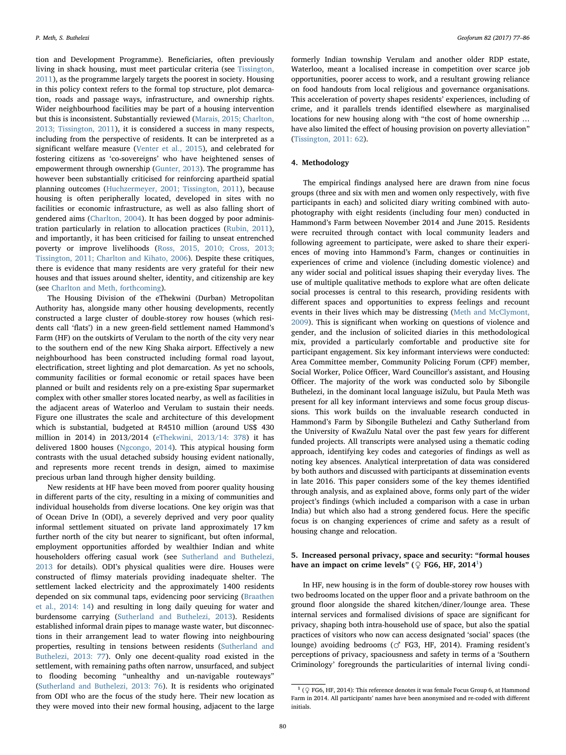tion and Development Programme). Beneficiaries, often previously living in shack housing, must meet particular criteria (see Tissington, 2011), as the programme largely targets the poorest in society. Housing in this policy context refers to the formal top structure, plot demarcation, roads and passage ways, infrastructure, and ownership rights. Wider neighbourhood facilities may be part of a housing intervention but this is inconsistent. Substantially reviewed (Marais, 2015; Charlton, 2013; Tissington, 2011), it is considered a success in many respects, including from the perspective of residents. It can be interpreted as a significant welfare measure (Venter et al., 2015), and celebrated for fostering citizens as 'co-sovereigns' who have heightened senses of empowerment through ownership (Gunter, 2013). The programme has however been substantially criticised for reinforcing apartheid spatial planning outcomes (Huchzermeyer, 2001; Tissington, 2011), because housing is often peripherally located, developed in sites with no facilities or economic infrastructure, as well as also falling short of gendered aims (Charlton, 2004). It has been dogged by poor administration particularly in relation to allocation practices (Rubin, 2011), and importantly, it has been criticised for failing to unseat entrenched poverty or improve livelihoods (Ross, 2015, 2010; Cross, 2013; Tissington, 2011; Charlton and Kihato, 2006). Despite these critiques, there is evidence that many residents are very grateful for their new houses and that issues around shelter, identity, and citizenship are key (see Charlton and Meth, forthcoming).

The Housing Division of the eThekwini (Durban) Metropolitan Authority has, alongside many other housing developments, recently constructed a large cluster of double-storey row houses (which residents call 'flats') in a new green-field settlement named Hammond's Farm (HF) on the outskirts of Verulam to the north of the city very near to the southern end of the new King Shaka airport. Effectively a new neighbourhood has been constructed including formal road layout, electrification, street lighting and plot demarcation. As yet no schools, community facilities or formal economic or retail spaces have been planned or built and residents rely on a pre-existing Spar supermarket complex with other smaller stores located nearby, as well as facilities in the adjacent areas of Waterloo and Verulam to sustain their needs. Figure one illustrates the scale and architecture of this development which is substantial, budgeted at R4510 million (around US$ 430 million in 2014) in 2013/2014 (eThekwini, 2013/14: 378) it has delivered 1800 houses (Ngcongo, 2014). This atypical housing form contrasts with the usual detached subsidy housing evident nationally, and represents more recent trends in design, aimed to maximise precious urban land through higher density building.

New residents at HF have been moved from poorer quality housing in different parts of the city, resulting in a mixing of communities and individual households from diverse locations. One key origin was that of Ocean Drive In (ODI), a severely deprived and very poor quality informal settlement situated on private land approximately 17 km further north of the city but nearer to significant, but often informal, employment opportunities afforded by wealthier Indian and white householders offering casual work (see Sutherland and Buthelezi, 2013 for details). ODI's physical qualities were dire. Houses were constructed of flimsy materials providing inadequate shelter. The settlement lacked electricity and the approximately 1400 residents depended on six communal taps, evidencing poor servicing (Braathen et al., 2014: 14) and resulting in long daily queuing for water and burdensome carrying (Sutherland and Buthelezi, 2013). Residents established informal drain pipes to manage waste water, but disconnections in their arrangement lead to water flowing into neighbouring properties, resulting in tensions between residents (Sutherland and Buthelezi, 2013: 77). Only one decent-quality road existed in the settlement, with remaining paths often narrow, unsurfaced, and subject to flooding becoming "unhealthy and un-navigable routeways" (Sutherland and Buthelezi, 2013: 76). It is residents who originated from ODI who are the focus of the study here. Their new location as they were moved into their new formal housing, adjacent to the large formerly Indian township Verulam and another older RDP estate, Waterloo, meant a localised increase in competition over scarce job opportunities, poorer access to work, and a resultant growing reliance on food handouts from local religious and governance organisations. This acceleration of poverty shapes residents' experiences, including of crime, and it parallels trends identified elsewhere as marginalised locations for new housing along with "the cost of home ownership … have also limited the effect of housing provision on poverty alleviation" (Tissington, 2011: 62).

## 4. Methodology

The empirical findings analysed here are drawn from nine focus groups (three and six with men and women only respectively, with five participants in each) and solicited diary writing combined with autophotography with eight residents (including four men) conducted in Hammond's Farm between November 2014 and June 2015. Residents were recruited through contact with local community leaders and following agreement to participate, were asked to share their experiences of moving into Hammond's Farm, changes or continuities in experiences of crime and violence (including domestic violence) and any wider social and political issues shaping their everyday lives. The use of multiple qualitative methods to explore what are often delicate social processes is central to this research, providing residents with different spaces and opportunities to express feelings and recount events in their lives which may be distressing (Meth and McClymont, 2009). This is significant when working on questions of violence and gender, and the inclusion of solicited diaries in this methodological mix, provided a particularly comfortable and productive site for participant engagement. Six key informant interviews were conducted: Area Committee member, Community Policing Forum (CPF) member, Social Worker, Police Officer, Ward Councillor's assistant, and Housing Officer. The majority of the work was conducted solo by Sibongile Buthelezi, in the dominant local language isiZulu, but Paula Meth was present for all key informant interviews and some focus group discussions. This work builds on the invaluable research conducted in Hammond's Farm by Sibongile Buthelezi and Cathy Sutherland from the University of KwaZulu Natal over the past few years for different funded projects. All transcripts were analysed using a thematic coding approach, identifying key codes and categories of findings as well as noting key absences. Analytical interpretation of data was considered by both authors and discussed with participants at dissemination events in late 2016. This paper considers some of the key themes identified through analysis, and as explained above, forms only part of the wider project's findings (which included a comparison with a case in urban India) but which also had a strong gendered focus. Here the specific focus is on changing experiences of crime and safety as a result of housing change and relocation.

## 5. Increased personal privacy, space and security: "formal houses have an impact on crime levels" (♀ FG6, HF, 2014[1])

In HF, new housing is in the form of double-storey row houses with two bedrooms located on the upper floor and a private bathroom on the ground floor alongside the shared kitchen/diner/lounge area. These internal services and formalised divisions of space are significant for privacy, shaping both intra-household use of space, but also the spatial practices of visitors who now can access designated 'social' spaces (the lounge) avoiding bedrooms (♂ FG3, HF, 2014). Framing resident's perceptions of privacy, spaciousness and safety in terms of a 'Southern Criminology' foregrounds the particularities of internal living condi-

[1] (♀ FG6, HF, 2014): This reference denotes it was female Focus Group 6, at Hammond Farm in 2014. All participants' names have been anonymised and re-coded with different initials.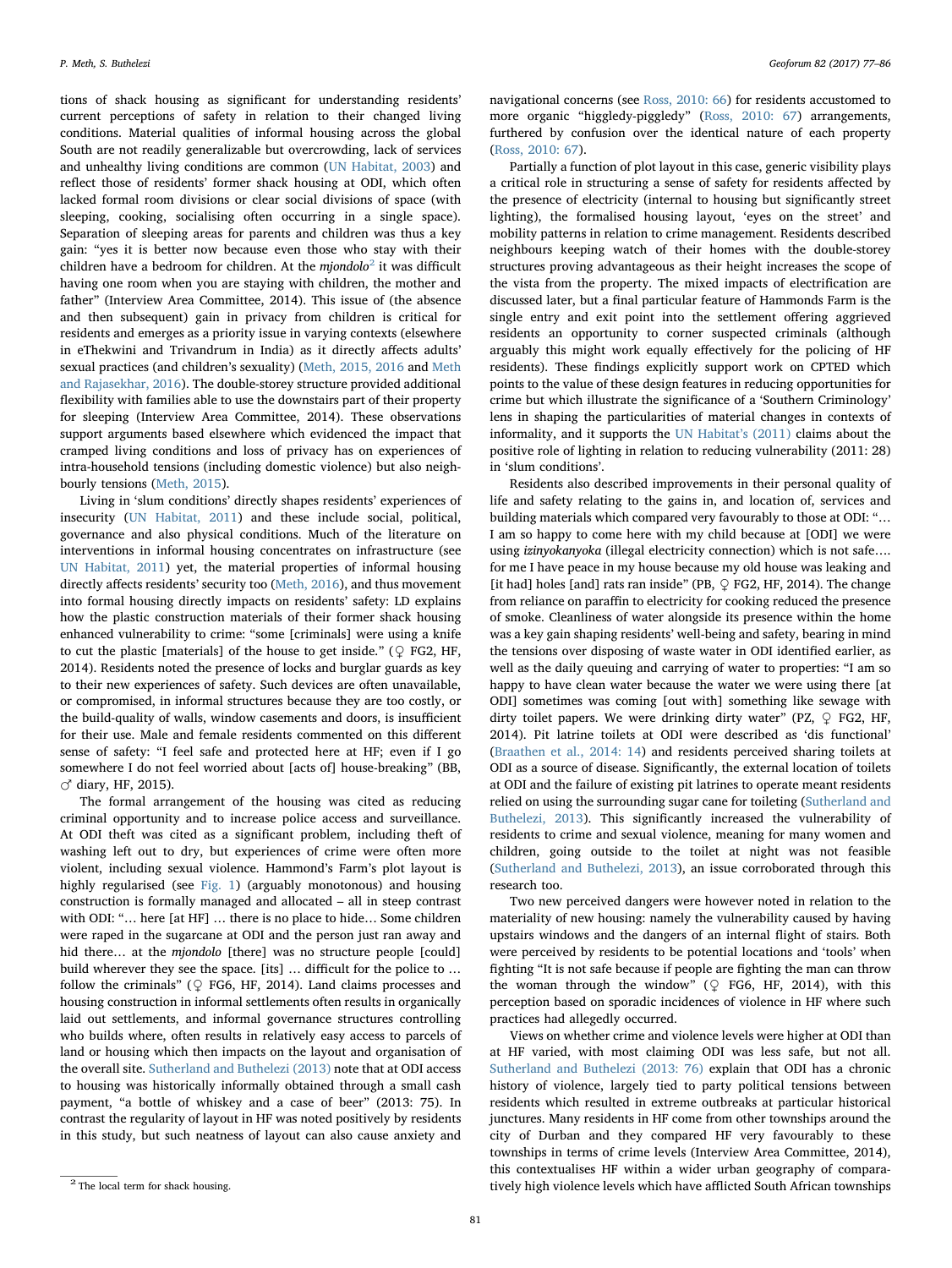tions of shack housing as significant for understanding residents' current perceptions of safety in relation to their changed living conditions. Material qualities of informal housing across the global South are not readily generalizable but overcrowding, lack of services and unhealthy living conditions are common (UN Habitat, 2003) and reflect those of residents' former shack housing at ODI, which often lacked formal room divisions or clear social divisions of space (with sleeping, cooking, socialising often occurring in a single space). Separation of sleeping areas for parents and children was thus a key gain: "yes it is better now because even those who stay with their children have a bedroom for children. At the *mjondolo*[2] it was difficult having one room when you are staying with children, the mother and father" (Interview Area Committee, 2014). This issue of (the absence and then subsequent) gain in privacy from children is critical for residents and emerges as a priority issue in varying contexts (elsewhere in eThekwini and Trivandrum in India) as it directly affects adults' sexual practices (and children's sexuality) (Meth, 2015, 2016 and Meth and Rajasekhar, 2016). The double-storey structure provided additional flexibility with families able to use the downstairs part of their property for sleeping (Interview Area Committee, 2014). These observations support arguments based elsewhere which evidenced the impact that cramped living conditions and loss of privacy has on experiences of intra-household tensions (including domestic violence) but also neighbourly tensions (Meth, 2015).

Living in 'slum conditions' directly shapes residents' experiences of insecurity (UN Habitat, 2011) and these include social, political, governance and also physical conditions. Much of the literature on interventions in informal housing concentrates on infrastructure (see UN Habitat, 2011) yet, the material properties of informal housing directly affects residents' security too (Meth, 2016), and thus movement into formal housing directly impacts on residents' safety: LD explains how the plastic construction materials of their former shack housing enhanced vulnerability to crime: "some [criminals] were using a knife to cut the plastic [materials] of the house to get inside." (♀ FG2, HF, 2014). Residents noted the presence of locks and burglar guards as key to their new experiences of safety. Such devices are often unavailable, or compromised, in informal structures because they are too costly, or the build-quality of walls, window casements and doors, is insufficient for their use. Male and female residents commented on this different sense of safety: "I feel safe and protected here at HF; even if I go somewhere I do not feel worried about [acts of] house-breaking" (BB, ♂ diary, HF, 2015).

The formal arrangement of the housing was cited as reducing criminal opportunity and to increase police access and surveillance. At ODI theft was cited as a significant problem, including theft of washing left out to dry, but experiences of crime were often more violent, including sexual violence. Hammond's Farm's plot layout is highly regularised (see Fig. 1) (arguably monotonous) and housing construction is formally managed and allocated – all in steep contrast with ODI: "… here [at HF] … there is no place to hide… Some children were raped in the sugarcane at ODI and the person just ran away and hid there… at the *mjondolo* [there] was no structure people [could] build wherever they see the space. [its] … difficult for the police to … follow the criminals" (♀ FG6, HF, 2014). Land claims processes and housing construction in informal settlements often results in organically laid out settlements, and informal governance structures controlling who builds where, often results in relatively easy access to parcels of land or housing which then impacts on the layout and organisation of the overall site. Sutherland and Buthelezi (2013) note that at ODI access to housing was historically informally obtained through a small cash payment, "a bottle of whiskey and a case of beer" (2013: 75). In contrast the regularity of layout in HF was noted positively by residents in this study, but such neatness of layout can also cause anxiety and navigational concerns (see Ross, 2010: 66) for residents accustomed to more organic "higgledy-piggledy" (Ross, 2010: 67) arrangements, furthered by confusion over the identical nature of each property (Ross, 2010: 67).

Partially a function of plot layout in this case, generic visibility plays a critical role in structuring a sense of safety for residents affected by the presence of electricity (internal to housing but significantly street lighting), the formalised housing layout, 'eyes on the street' and mobility patterns in relation to crime management. Residents described neighbours keeping watch of their homes with the double-storey structures proving advantageous as their height increases the scope of the vista from the property. The mixed impacts of electrification are discussed later, but a final particular feature of Hammonds Farm is the single entry and exit point into the settlement offering aggrieved residents an opportunity to corner suspected criminals (although arguably this might work equally effectively for the policing of HF residents). These findings explicitly support work on CPTED which points to the value of these design features in reducing opportunities for crime but which illustrate the significance of a 'Southern Criminology' lens in shaping the particularities of material changes in contexts of informality, and it supports the UN Habitat's (2011) claims about the positive role of lighting in relation to reducing vulnerability (2011: 28) in 'slum conditions'.

Residents also described improvements in their personal quality of life and safety relating to the gains in, and location of, services and building materials which compared very favourably to those at ODI: "… I am so happy to come here with my child because at [ODI] we were using *izinyokanyoka* (illegal electricity connection) which is not safe…. for me I have peace in my house because my old house was leaking and [it had] holes [and] rats ran inside" (PB, ♀ FG2, HF, 2014). The change from reliance on paraffin to electricity for cooking reduced the presence of smoke. Cleanliness of water alongside its presence within the home was a key gain shaping residents' well-being and safety, bearing in mind the tensions over disposing of waste water in ODI identified earlier, as well as the daily queuing and carrying of water to properties: "I am so happy to have clean water because the water we were using there [at ODI] sometimes was coming [out with] something like sewage with dirty toilet papers. We were drinking dirty water" (PZ, ♀ FG2, HF, 2014). Pit latrine toilets at ODI were described as 'dis functional' (Braathen et al., 2014: 14) and residents perceived sharing toilets at ODI as a source of disease. Significantly, the external location of toilets at ODI and the failure of existing pit latrines to operate meant residents relied on using the surrounding sugar cane for toileting (Sutherland and Buthelezi, 2013). This significantly increased the vulnerability of residents to crime and sexual violence, meaning for many women and children, going outside to the toilet at night was not feasible (Sutherland and Buthelezi, 2013), an issue corroborated through this research too.

Two new perceived dangers were however noted in relation to the materiality of new housing: namely the vulnerability caused by having upstairs windows and the dangers of an internal flight of stairs. Both were perceived by residents to be potential locations and 'tools' when fighting "It is not safe because if people are fighting the man can throw the woman through the window" (♀ FG6, HF, 2014), with this perception based on sporadic incidences of violence in HF where such practices had allegedly occurred.

Views on whether crime and violence levels were higher at ODI than at HF varied, with most claiming ODI was less safe, but not all. Sutherland and Buthelezi (2013: 76) explain that ODI has a chronic history of violence, largely tied to party political tensions between residents which resulted in extreme outbreaks at particular historical junctures. Many residents in HF come from other townships around the city of Durban and they compared HF very favourably to these townships in terms of crime levels (Interview Area Committee, 2014), this contextualises HF within a wider urban geography of comparatively high violence levels which have afflicted South African townships

[2] The local term for shack housing.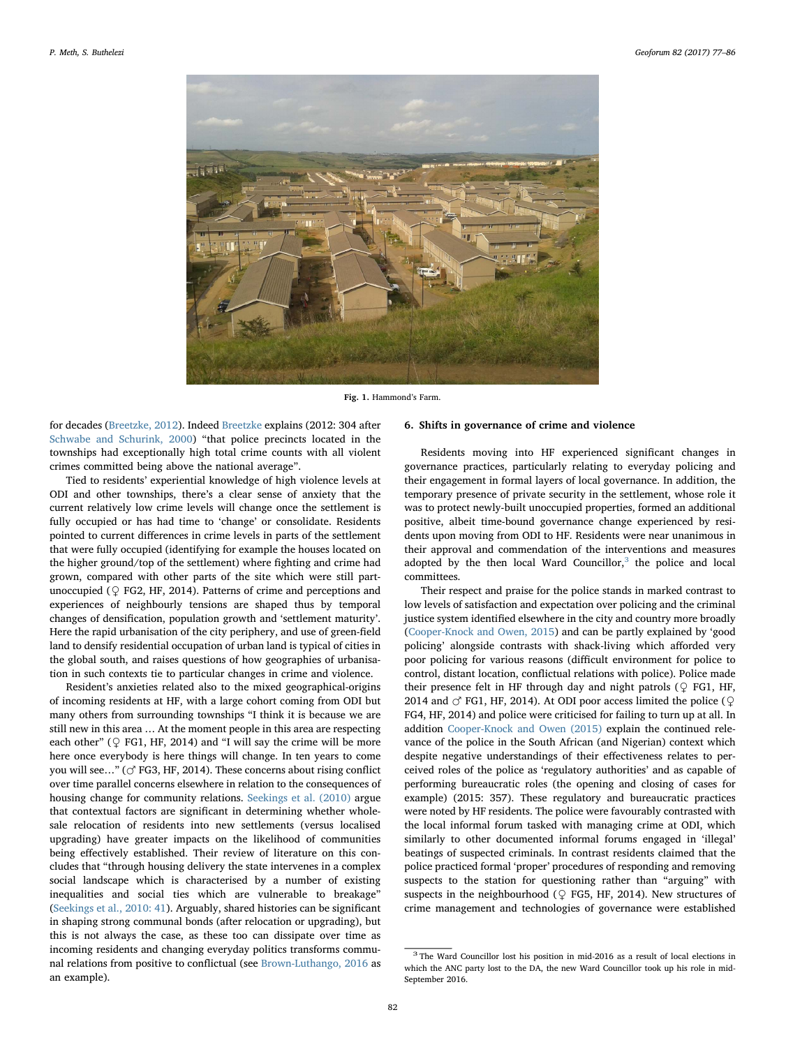Fig. 1. Hammond's Farm.

for decades (Breetzke, 2012). Indeed Breetzke explains (2012: 304 after Schwabe and Schurink, 2000) "that police precincts located in the townships had exceptionally high total crime counts with all violent crimes committed being above the national average".

Tied to residents' experiential knowledge of high violence levels at ODI and other townships, there's a clear sense of anxiety that the current relatively low crime levels will change once the settlement is fully occupied or has had time to 'change' or consolidate. Residents pointed to current differences in crime levels in parts of the settlement that were fully occupied (identifying for example the houses located on the higher ground/top of the settlement) where fighting and crime had grown, compared with other parts of the site which were still part-unoccupied (♀ FG2, HF, 2014). Patterns of crime and perceptions and experiences of neighbourly tensions are shaped thus by temporal changes of densification, population growth and 'settlement maturity'. Here the rapid urbanisation of the city periphery, and use of green-field land to densify residential occupation of urban land is typical of cities in the global south, and raises questions of how geographies of urbanisation in such contexts tie to particular changes in crime and violence.

Resident's anxieties related also to the mixed geographical-origins of incoming residents at HF, with a large cohort coming from ODI but many others from surrounding townships "I think it is because we are still new in this area … At the moment people in this area are respecting each other" (♀ FG1, HF, 2014) and "I will say the crime will be more here once everybody is here things will change. In ten years to come you will see…" (♂ FG3, HF, 2014). These concerns about rising conflict over time parallel concerns elsewhere in relation to the consequences of housing change for community relations. Seekings et al. (2010) argue that contextual factors are significant in determining whether wholesale relocation of residents into new settlements (versus localised upgrading) have greater impacts on the likelihood of communities being effectively established. Their review of literature on this concludes that "through housing delivery the state intervenes in a complex social landscape which is characterised by a number of existing inequalities and social ties which are vulnerable to breakage" (Seekings et al., 2010: 41). Arguably, shared histories can be significant in shaping strong communal bonds (after relocation or upgrading), but this is not always the case, as these too can dissipate over time as incoming residents and changing everyday politics transforms communal relations from positive to conflictual (see Brown-Luthango, 2016 as an example).

## 6. Shifts in governance of crime and violence

Residents moving into HF experienced significant changes in governance practices, particularly relating to everyday policing and their engagement in formal layers of local governance. In addition, the temporary presence of private security in the settlement, whose role it was to protect newly-built unoccupied properties, formed an additional positive, albeit time-bound governance change experienced by residents upon moving from ODI to HF. Residents were near unanimous in their approval and commendation of the interventions and measures adopted by the then local Ward Councillor,[3] the police and local committees.

Their respect and praise for the police stands in marked contrast to low levels of satisfaction and expectation over policing and the criminal justice system identified elsewhere in the city and country more broadly (Cooper-Knock and Owen, 2015) and can be partly explained by 'good policing' alongside contrasts with shack-living which afforded very poor policing for various reasons (difficult environment for police to control, distant location, conflictual relations with police). Police made their presence felt in HF through day and night patrols (♀ FG1, HF, 2014 and ♂ FG1, HF, 2014). At ODI poor access limited the police (♀ FG4, HF, 2014) and police were criticised for failing to turn up at all. In addition Cooper-Knock and Owen (2015) explain the continued relevance of the police in the South African (and Nigerian) context which despite negative understandings of their effectiveness relates to perceived roles of the police as 'regulatory authorities' and as capable of performing bureaucratic roles (the opening and closing of cases for example) (2015: 357). These regulatory and bureaucratic practices were noted by HF residents. The police were favourably contrasted with the local informal forum tasked with managing crime at ODI, which similarly to other documented informal forums engaged in 'illegal' beatings of suspected criminals. In contrast residents claimed that the police practiced formal 'proper' procedures of responding and removing suspects to the station for questioning rather than "arguing" with suspects in the neighbourhood (♀ FG5, HF, 2014). New structures of crime management and technologies of governance were established

[3] The Ward Councillor lost his position in mid-2016 as a result of local elections in which the ANC party lost to the DA, the new Ward Councillor took up his role in mid-September 2016.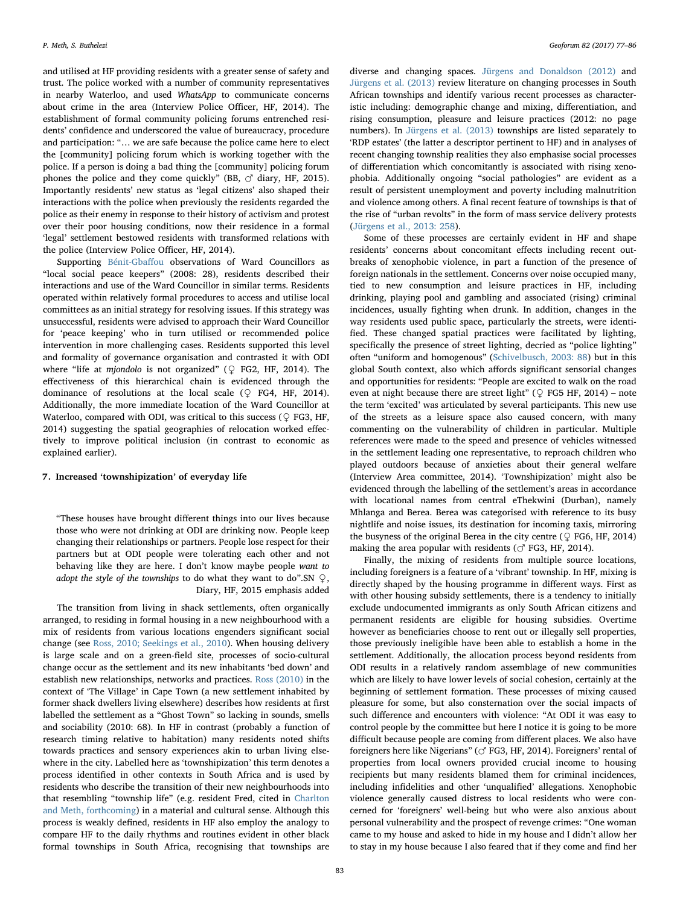and utilised at HF providing residents with a greater sense of safety and trust. The police worked with a number of community representatives in nearby Waterloo, and used *WhatsApp* to communicate concerns about crime in the area (Interview Police Officer, HF, 2014). The establishment of formal community policing forums entrenched residents' confidence and underscored the value of bureaucracy, procedure and participation: "… we are safe because the police came here to elect the [community] policing forum which is working together with the police. If a person is doing a bad thing the [community] policing forum phones the police and they come quickly" (BB, ♂ diary, HF, 2015). Importantly residents' new status as 'legal citizens' also shaped their interactions with the police when previously the residents regarded the police as their enemy in response to their history of activism and protest over their poor housing conditions, now their residence in a formal 'legal' settlement bestowed residents with transformed relations with the police (Interview Police Officer, HF, 2014).

Supporting Bénit-Gbaffou observations of Ward Councillors as "local social peace keepers" (2008: 28), residents described their interactions and use of the Ward Councillor in similar terms. Residents operated within relatively formal procedures to access and utilise local committees as an initial strategy for resolving issues. If this strategy was unsuccessful, residents were advised to approach their Ward Councillor for 'peace keeping' who in turn utilised or recommended police intervention in more challenging cases. Residents supported this level and formality of governance organisation and contrasted it with ODI where "life at *mjondolo* is not organized" (♀ FG2, HF, 2014). The effectiveness of this hierarchical chain is evidenced through the dominance of resolutions at the local scale (♀ FG4, HF, 2014). Additionally, the more immediate location of the Ward Councillor at Waterloo, compared with ODI, was critical to this success (♀ FG3, HF, 2014) suggesting the spatial geographies of relocation worked effectively to improve political inclusion (in contrast to economic as explained earlier).

## 7. Increased 'townshipization' of everyday life

> "These houses have brought different things into our lives because those who were not drinking at ODI are drinking now. People keep changing their relationships or partners. People lose respect for their partners but at ODI people were tolerating each other and not behaving like they are here. I don't know maybe people *want to adopt the style of the townships* to do what they want to do".SN ♀, Diary, HF, 2015 emphasis added

The transition from living in shack settlements, often organically arranged, to residing in formal housing in a new neighbourhood with a mix of residents from various locations engenders significant social change (see Ross, 2010; Seekings et al., 2010). When housing delivery is large scale and on a green-field site, processes of socio-cultural change occur as the settlement and its new inhabitants 'bed down' and establish new relationships, networks and practices. Ross (2010) in the context of 'The Village' in Cape Town (a new settlement inhabited by former shack dwellers living elsewhere) describes how residents at first labelled the settlement as a "Ghost Town" so lacking in sounds, smells and sociability (2010: 68). In HF in contrast (probably a function of research timing relative to habitation) many residents noted shifts towards practices and sensory experiences akin to urban living elsewhere in the city. Labelled here as 'townshipization' this term denotes a process identified in other contexts in South Africa and is used by residents who describe the transition of their new neighbourhoods into that resembling "township life" (e.g. resident Fred, cited in Charlton and Meth, forthcoming) in a material and cultural sense. Although this process is weakly defined, residents in HF also employ the analogy to compare HF to the daily rhythms and routines evident in other black formal townships in South Africa, recognising that townships are diverse and changing spaces. Jürgens and Donaldson (2012) and Jürgens et al. (2013) review literature on changing processes in South African townships and identify various recent processes as characteristic including: demographic change and mixing, differentiation, and rising consumption, pleasure and leisure practices (2012: no page numbers). In Jürgens et al. (2013) townships are listed separately to 'RDP estates' (the latter a descriptor pertinent to HF) and in analyses of recent changing township realities they also emphasise social processes of differentiation which concomitantly is associated with rising xenophobia. Additionally ongoing "social pathologies" are evident as a result of persistent unemployment and poverty including malnutrition and violence among others. A final recent feature of townships is that of the rise of "urban revolts" in the form of mass service delivery protests (Jürgens et al., 2013: 258).

Some of these processes are certainly evident in HF and shape residents' concerns about concomitant effects including recent outbreaks of xenophobic violence, in part a function of the presence of foreign nationals in the settlement. Concerns over noise occupied many, tied to new consumption and leisure practices in HF, including drinking, playing pool and gambling and associated (rising) criminal incidences, usually fighting when drunk. In addition, changes in the way residents used public space, particularly the streets, were identified. These changed spatial practices were facilitated by lighting, specifically the presence of street lighting, decried as "police lighting" often "uniform and homogenous" (Schivelbusch, 2003: 88) but in this global South context, also which affords significant sensorial changes and opportunities for residents: "People are excited to walk on the road even at night because there are street light" (♀ FG5 HF, 2014) – note the term 'excited' was articulated by several participants. This new use of the streets as a leisure space also caused concern, with many commenting on the vulnerability of children in particular. Multiple references were made to the speed and presence of vehicles witnessed in the settlement leading one representative, to reproach children who played outdoors because of anxieties about their general welfare (Interview Area committee, 2014). 'Townshipization' might also be evidenced through the labelling of the settlement's areas in accordance with locational names from central eThekwini (Durban), namely Mhlanga and Berea. Berea was categorised with reference to its busy nightlife and noise issues, its destination for incoming taxis, mirroring the busyness of the original Berea in the city centre (♀ FG6, HF, 2014) making the area popular with residents (♂ FG3, HF, 2014).

Finally, the mixing of residents from multiple source locations, including foreigners is a feature of a 'vibrant' township. In HF, mixing is directly shaped by the housing programme in different ways. First as with other housing subsidy settlements, there is a tendency to initially exclude undocumented immigrants as only South African citizens and permanent residents are eligible for housing subsidies. Overtime however as beneficiaries choose to rent out or illegally sell properties, those previously ineligible have been able to establish a home in the settlement. Additionally, the allocation process beyond residents from ODI results in a relatively random assemblage of new communities which are likely to have lower levels of social cohesion, certainly at the beginning of settlement formation. These processes of mixing caused pleasure for some, but also consternation over the social impacts of such difference and encounters with violence: "At ODI it was easy to control people by the committee but here I notice it is going to be more difficult because people are coming from different places. We also have foreigners here like Nigerians" (♂ FG3, HF, 2014). Foreigners' rental of properties from local owners provided crucial income to housing recipients but many residents blamed them for criminal incidences, including infidelities and other 'unqualified' allegations. Xenophobic violence generally caused distress to local residents who were concerned for 'foreigners' well-being but who were also anxious about personal vulnerability and the prospect of revenge crimes: "One woman came to my house and asked to hide in my house and I didn't allow her to stay in my house because I also feared that if they come and find her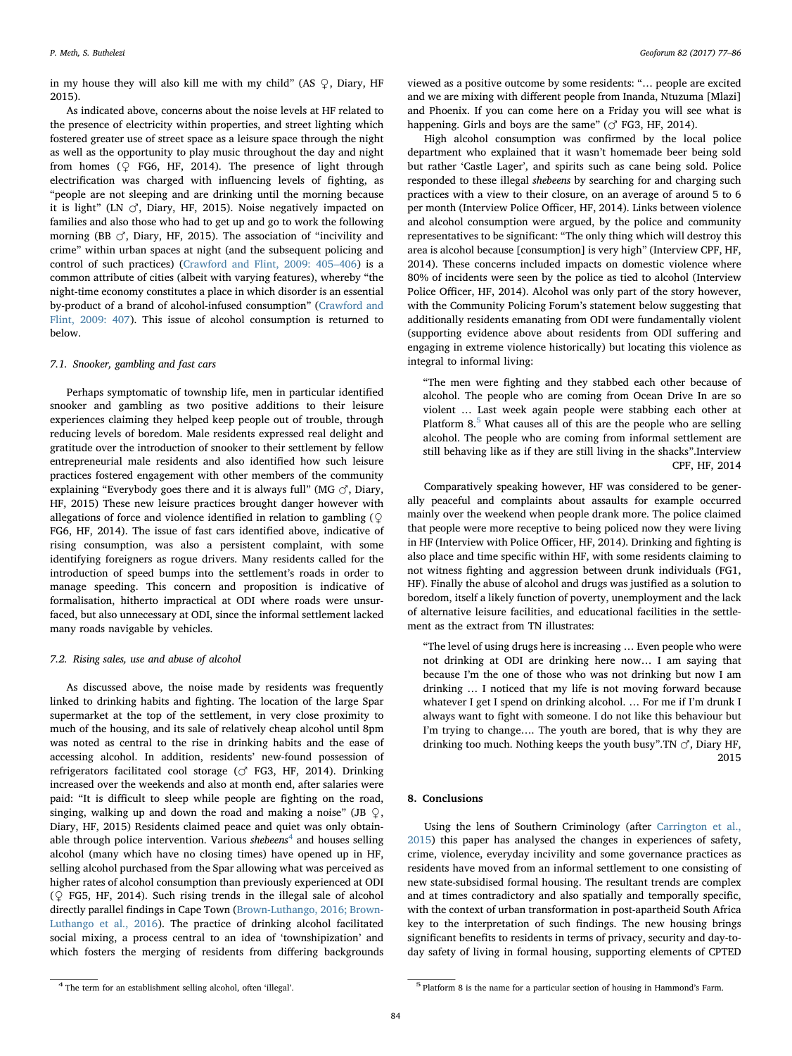in my house they will also kill me with my child" (AS ♀, Diary, HF 2015).

As indicated above, concerns about the noise levels at HF related to the presence of electricity within properties, and street lighting which fostered greater use of street space as a leisure space through the night as well as the opportunity to play music throughout the day and night from homes (♀ FG6, HF, 2014). The presence of light through electrification was charged with influencing levels of fighting, as "people are not sleeping and are drinking until the morning because it is light" (LN ♂, Diary, HF, 2015). Noise negatively impacted on families and also those who had to get up and go to work the following morning (BB ♂, Diary, HF, 2015). The association of "incivility and crime" within urban spaces at night (and the subsequent policing and control of such practices) (Crawford and Flint, 2009: 405–406) is a common attribute of cities (albeit with varying features), whereby "the night-time economy constitutes a place in which disorder is an essential by-product of a brand of alcohol-infused consumption" (Crawford and Flint, 2009: 407). This issue of alcohol consumption is returned to below.

### 7.1. Snooker, gambling and fast cars

Perhaps symptomatic of township life, men in particular identified snooker and gambling as two positive additions to their leisure experiences claiming they helped keep people out of trouble, through reducing levels of boredom. Male residents expressed real delight and gratitude over the introduction of snooker to their settlement by fellow entrepreneurial male residents and also identified how such leisure practices fostered engagement with other members of the community explaining "Everybody goes there and it is always full" (MG ♂, Diary, HF, 2015) These new leisure practices brought danger however with allegations of force and violence identified in relation to gambling (♀ FG6, HF, 2014). The issue of fast cars identified above, indicative of rising consumption, was also a persistent complaint, with some identifying foreigners as rogue drivers. Many residents called for the introduction of speed bumps into the settlement's roads in order to manage speeding. This concern and proposition is indicative of formalisation, hitherto impractical at ODI where roads were unsurfaced, but also unnecessary at ODI, since the informal settlement lacked many roads navigable by vehicles.

### 7.2. Rising sales, use and abuse of alcohol

As discussed above, the noise made by residents was frequently linked to drinking habits and fighting. The location of the large Spar supermarket at the top of the settlement, in very close proximity to much of the housing, and its sale of relatively cheap alcohol until 8pm was noted as central to the rise in drinking habits and the ease of accessing alcohol. In addition, residents' new-found possession of refrigerators facilitated cool storage (♂ FG3, HF, 2014). Drinking increased over the weekends and also at month end, after salaries were paid: "It is difficult to sleep while people are fighting on the road, singing, walking up and down the road and making a noise" (JB ♀, Diary, HF, 2015) Residents claimed peace and quiet was only obtainable through police intervention. Various *shebeens*[4] and houses selling alcohol (many which have no closing times) have opened up in HF, selling alcohol purchased from the Spar allowing what was perceived as higher rates of alcohol consumption than previously experienced at ODI (♀ FG5, HF, 2014). Such rising trends in the illegal sale of alcohol directly parallel findings in Cape Town (Brown-Luthango, 2016; Brown-Luthango et al., 2016). The practice of drinking alcohol facilitated social mixing, a process central to an idea of 'townshipization' and which fosters the merging of residents from differing backgrounds viewed as a positive outcome by some residents: "… people are excited and we are mixing with different people from Inanda, Ntuzuma [Mlazi] and Phoenix. If you can come here on a Friday you will see what is happening. Girls and boys are the same" (♂ FG3, HF, 2014).

High alcohol consumption was confirmed by the local police department who explained that it wasn't homemade beer being sold but rather 'Castle Lager', and spirits such as cane being sold. Police responded to these illegal *shebeens* by searching for and charging such practices with a view to their closure, on an average of around 5 to 6 per month (Interview Police Officer, HF, 2014). Links between violence and alcohol consumption were argued, by the police and community representatives to be significant: "The only thing which will destroy this area is alcohol because [consumption] is very high" (Interview CPF, HF, 2014). These concerns included impacts on domestic violence where 80% of incidents were seen by the police as tied to alcohol (Interview Police Officer, HF, 2014). Alcohol was only part of the story however, with the Community Policing Forum's statement below suggesting that additionally residents emanating from ODI were fundamentally violent (supporting evidence above about residents from ODI suffering and engaging in extreme violence historically) but locating this violence as integral to informal living:

> "The men were fighting and they stabbed each other because of alcohol. The people who are coming from Ocean Drive In are so violent … Last week again people were stabbing each other at Platform 8.[5] What causes all of this are the people who are selling alcohol. The people who are coming from informal settlement are still behaving like as if they are still living in the shacks".Interview CPF, HF, 2014

Comparatively speaking however, HF was considered to be generally peaceful and complaints about assaults for example occurred mainly over the weekend when people drank more. The police claimed that people were more receptive to being policed now they were living in HF (Interview with Police Officer, HF, 2014). Drinking and fighting is also place and time specific within HF, with some residents claiming to not witness fighting and aggression between drunk individuals (FG1, HF). Finally the abuse of alcohol and drugs was justified as a solution to boredom, itself a likely function of poverty, unemployment and the lack of alternative leisure facilities, and educational facilities in the settlement as the extract from TN illustrates:

> "The level of using drugs here is increasing … Even people who were not drinking at ODI are drinking here now… I am saying that because I'm the one of those who was not drinking but now I am drinking … I noticed that my life is not moving forward because whatever I get I spend on drinking alcohol. … For me if I'm drunk I always want to fight with someone. I do not like this behaviour but I'm trying to change…. The youth are bored, that is why they are drinking too much. Nothing keeps the youth busy".TN ♂, Diary HF, 2015

## 8. Conclusions

Using the lens of Southern Criminology (after Carrington et al., 2015) this paper has analysed the changes in experiences of safety, crime, violence, everyday incivility and some governance practices as residents have moved from an informal settlement to one consisting of new state-subsidised formal housing. The resultant trends are complex and at times contradictory and also spatially and temporally specific, with the context of urban transformation in post-apartheid South Africa key to the interpretation of such findings. The new housing brings significant benefits to residents in terms of privacy, security and day-to-day safety of living in formal housing, supporting elements of CPTED

---

[4] The term for an establishment selling alcohol, often 'illegal'.

[5] Platform 8 is the name for a particular section of housing in Hammond's Farm.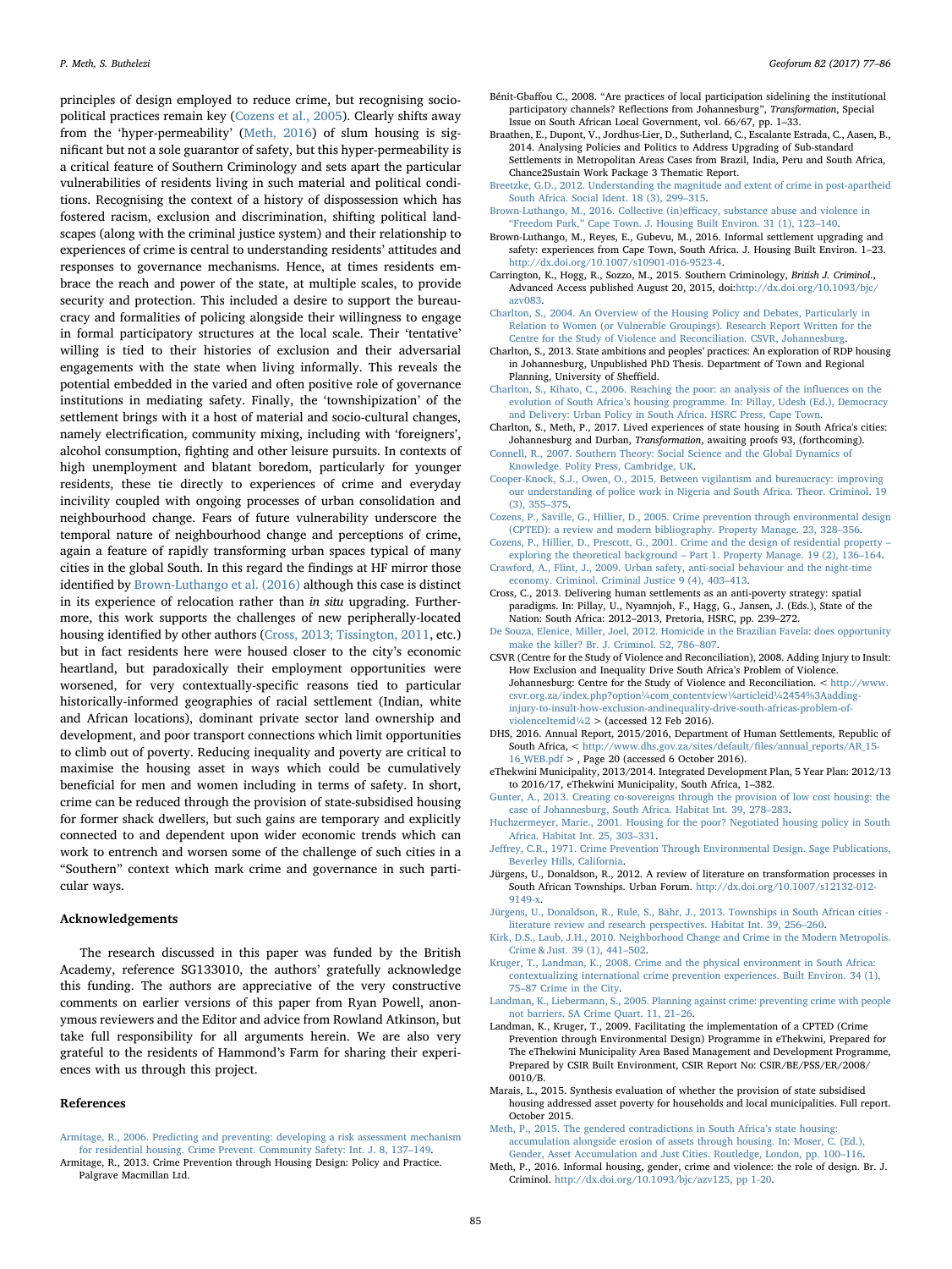principles of design employed to reduce crime, but recognising socio-political practices remain key (Cozens et al., 2005). Clearly shifts away from the 'hyper-permeability' (Meth, 2016) of slum housing is significant but not a sole guarantor of safety, but this hyper-permeability is a critical feature of Southern Criminology and sets apart the particular vulnerabilities of residents living in such material and political conditions. Recognising the context of a history of dispossession which has fostered racism, exclusion and discrimination, shifting political landscapes (along with the criminal justice system) and their relationship to experiences of crime is central to understanding residents' attitudes and responses to governance mechanisms. Hence, at times residents embrace the reach and power of the state, at multiple scales, to provide security and protection. This included a desire to support the bureaucracy and formalities of policing alongside their willingness to engage in formal participatory structures at the local scale. Their 'tentative' willing is tied to their histories of exclusion and their adversarial engagements with the state when living informally. This reveals the potential embedded in the varied and often positive role of governance institutions in mediating safety. Finally, the 'townshipization' of the settlement brings with it a host of material and socio-cultural changes, namely electrification, community mixing, including with 'foreigners', alcohol consumption, fighting and other leisure pursuits. In contexts of high unemployment and blatant boredom, particularly for younger residents, these tie directly to experiences of crime and everyday incivility coupled with ongoing processes of urban consolidation and neighbourhood change. Fears of future vulnerability underscore the temporal nature of neighbourhood change and perceptions of crime, again a feature of rapidly transforming urban spaces typical of many cities in the global South. In this regard the findings at HF mirror those identified by Brown-Luthango et al. (2016) although this case is distinct in its experience of relocation rather than *in situ* upgrading. Furthermore, this work supports the challenges of new peripherally-located housing identified by other authors (Cross, 2013; Tissington, 2011, etc.) but in fact residents here were housed closer to the city's economic heartland, but paradoxically their employment opportunities were worsened, for very contextually-specific reasons tied to particular historically-informed geographies of racial settlement (Indian, white and African locations), dominant private sector land ownership and development, and poor transport connections which limit opportunities to climb out of poverty. Reducing inequality and poverty are critical to maximise the housing asset in ways which could be cumulatively beneficial for men and women including in terms of safety. In short, crime can be reduced through the provision of state-subsidised housing for former shack dwellers, but such gains are temporary and explicitly connected to and dependent upon wider economic trends which can work to entrench and worsen some of the challenge of such cities in a "Southern" context which mark crime and governance in such particular ways.

## Acknowledgements

The research discussed in this paper was funded by the British Academy, reference SG133010, the authors' gratefully acknowledge this funding. The authors are appreciative of the very constructive comments on earlier versions of this paper from Ryan Powell, anonymous reviewers and the Editor and advice from Rowland Atkinson, but take full responsibility for all arguments herein. We are also very grateful to the residents of Hammond's Farm for sharing their experiences with us through this project.

## References

Armitage, R., 2006. Predicting and preventing: developing a risk assessment mechanism for residential housing. Crime Prevent. Community Safety: Int. J. 8, 137–149.

Armitage, R., 2013. Crime Prevention through Housing Design: Policy and Practice. Palgrave Macmillan Ltd.

Bénit-Gbaffou C., 2008. "Are practices of local participation sidelining the institutional participatory channels? Reflections from Johannesburg", *Transformation*, Special Issue on South African Local Government, vol. 66/67, pp. 1–33.

Braathen, E., Dupont, V., Jordhus-Lier, D., Sutherland, C., Escalante Estrada, C., Aasen, B., 2014. Analysing Policies and Politics to Address Upgrading of Sub-standard Settlements in Metropolitan Areas Cases from Brazil, India, Peru and South Africa, Chance2Sustain Work Package 3 Thematic Report.

Breetzke, G.D., 2012. Understanding the magnitude and extent of crime in post-apartheid South Africa. Social Ident. 18 (3), 299–315.

Brown-Luthango, M., 2016. Collective (in)efficacy, substance abuse and violence in "Freedom Park," Cape Town. J. Housing Built Environ. 31 (1), 123–140.

Brown-Luthango, M., Reyes, E., Gubevu, M., 2016. Informal settlement upgrading and safety: experiences from Cape Town, South Africa. J. Housing Built Environ. 1–23. http://dx.doi.org/10.1007/s10901-016-9523-4.

Carrington, K., Hogg, R., Sozzo, M., 2015. Southern Criminology, *British J. Criminol.*, Advanced Access published August 20, 2015, doi:http://dx.doi.org/10.1093/bjc/azv083.

Charlton, S., 2004. An Overview of the Housing Policy and Debates, Particularly in Relation to Women (or Vulnerable Groupings). Research Report Written for the Centre for the Study of Violence and Reconciliation. CSVR, Johannesburg.

Charlton, S., 2013. State ambitions and peoples' practices: An exploration of RDP housing in Johannesburg, Unpublished PhD Thesis. Department of Town and Regional Planning, University of Sheffield.

Charlton, S., Kihato, C., 2006. Reaching the poor: an analysis of the influences on the evolution of South Africa's housing programme. In: Pillay, Udesh (Ed.), Democracy and Delivery: Urban Policy in South Africa. HSRC Press, Cape Town.

Charlton, S., Meth, P., 2017. Lived experiences of state housing in South Africa's cities: Johannesburg and Durban, *Transformation*, awaiting proofs 93, (forthcoming).

Connell, R., 2007. Southern Theory: Social Science and the Global Dynamics of Knowledge. Polity Press, Cambridge, UK.

Cooper-Knock, S.J., Owen, O., 2015. Between vigilantism and bureaucracy: improving our understanding of police work in Nigeria and South Africa. Theor. Criminol. 19 (3), 355–375.

Cozens, P., Saville, G., Hillier, D., 2005. Crime prevention through environmental design (CPTED): a review and modern bibliography. Property Manage. 23, 328–356.

Cozens, P., Hillier, D., Prescott, G., 2001. Crime and the design of residential property – exploring the theoretical background – Part 1. Property Manage. 19 (2), 136–164.

Crawford, A., Flint, J., 2009. Urban safety, anti-social behaviour and the night-time economy. Criminol. Criminal Justice 9 (4), 403–413.

Cross, C., 2013. Delivering human settlements as an anti-poverty strategy: spatial paradigms. In: Pillay, U., Nyamnjoh, F., Hagg, G., Jansen, J. (Eds.), State of the Nation: South Africa: 2012–2013, Pretoria, HSRC, pp. 239–272.

De Souza, Elenice, Miller, Joel, 2012. Homicide in the Brazilian Favela: does opportunity make the killer? Br. J. Criminol. 52, 786–807.

CSVR (Centre for the Study of Violence and Reconciliation), 2008. Adding Injury to Insult: How Exclusion and Inequality Drive South Africa's Problem of Violence. Johannesburg: Centre for the Study of Violence and Reconciliation. < http://www.csvr.org.za/index.php?option¼com_contentview¼articleid¼2454%3Adding-injury-to-insult-how-exclusion-andinequality-drive-south-africas-problem-of-violenceItemid¼2 > (accessed 12 Feb 2016).

DHS, 2016. Annual Report, 2015/2016, Department of Human Settlements, Republic of South Africa, < http://www.dhs.gov.za/sites/default/files/annual_reports/AR_15-16_WEB.pdf > , Page 20 (accessed 6 October 2016).

eThekwini Municipality, 2013/2014. Integrated Development Plan, 5 Year Plan: 2012/13 to 2016/17, eThekwini Municipality, South Africa, 1–382.

Gunter, A., 2013. Creating co-sovereigns through the provision of low cost housing: the case of Johannesburg, South Africa. Habitat Int. 39, 278–283.

Huchzermeyer, Marie., 2001. Housing for the poor? Negotiated housing policy in South Africa. Habitat Int. 25, 303–331.

Jeffrey, C.R., 1971. Crime Prevention Through Environmental Design. Sage Publications, Beverley Hills, California.

Jürgens, U., Donaldson, R., 2012. A review of literature on transformation processes in South African Townships. Urban Forum. http://dx.doi.org/10.1007/s12132-012-9149-x.

Jürgens, U., Donaldson, R., Rule, S., Bähr, J., 2013. Townships in South African cities - literature review and research perspectives. Habitat Int. 39, 256–260.

Kirk, D.S., Laub, J.H., 2010. Neighborhood Change and Crime in the Modern Metropolis. Crime & Just. 39 (1), 441–502.

Kruger, T., Landman, K., 2008. Crime and the physical environment in South Africa: contextualizing international crime prevention experiences. Built Environ. 34 (1), 75–87 Crime in the City.

Landman, K., Liebermann, S., 2005. Planning against crime: preventing crime with people not barriers. SA Crime Quart. 11, 21–26.

Landman, K., Kruger, T., 2009. Facilitating the implementation of a CPTED (Crime Prevention through Environmental Design) Programme in eThekwini, Prepared for The eThekwini Municipality Area Based Management and Development Programme, Prepared by CSIR Built Environment, CSIR Report No: CSIR/BE/PSS/ER/2008/0010/B.

Marais, L., 2015. Synthesis evaluation of whether the provision of state subsidised housing addressed asset poverty for households and local municipalities. Full report. October 2015.

Meth, P., 2015. The gendered contradictions in South Africa's state housing: accumulation alongside erosion of assets through housing. In: Moser, C. (Ed.), Gender, Asset Accumulation and Just Cities. Routledge, London, pp. 100–116.

Meth, P., 2016. Informal housing, gender, crime and violence: the role of design. Br. J. Criminol. http://dx.doi.org/10.1093/bjc/azv125, pp 1-20.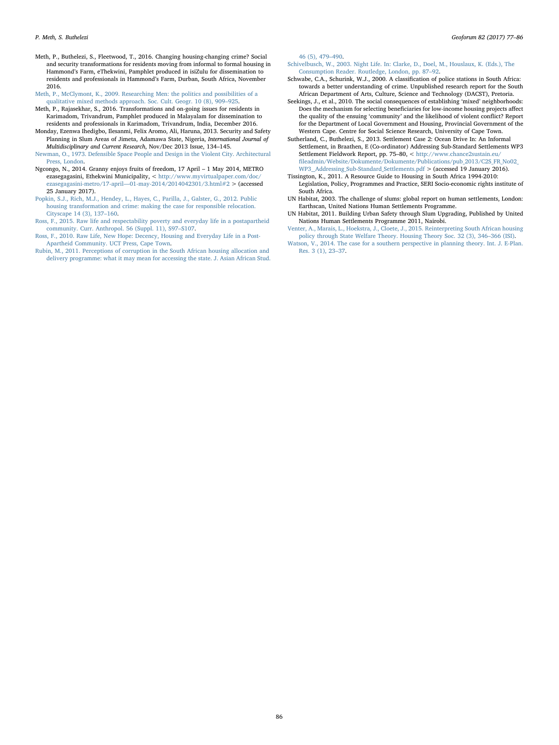Meth, P., Buthelezi, S., Fleetwood, T., 2016. Changing housing-changing crime? Social and security transformations for residents moving from informal to formal housing in Hammond's Farm, eThekwini, Pamphlet produced in isiZulu for dissemination to residents and professionals in Hammond's Farm, Durban, South Africa, November 2016.

Meth, P., McClymont, K., 2009. Researching Men: the politics and possibilities of a qualitative mixed methods approach. Soc. Cult. Geogr. 10 (8), 909–925.

Meth, P., Rajasekhar, S., 2016. Transformations and on-going issues for residents in Karimadom, Trivandrum, Pamphlet produced in Malayalam for dissemination to residents and professionals in Karimadom, Trivandrum, India, December 2016.

Monday, Ezenwa Ihedigbo, Ilesanmi, Felix Aromo, Ali, Haruna, 2013. Security and Safety Planning in Slum Areas of Jimeta, Adamawa State, Nigeria, *International Journal of Multidisciplinary and Current Research*, Nov/Dec 2013 Issue, 134–145.

Newman, O., 1973. Defensible Space People and Design in the Violent City. Architectural Press, London.

Ngcongo, N., 2014. Granny enjoys fruits of freedom, 17 April – 1 May 2014, METRO ezasegagasini, Ethekwini Municipality, < http://www.myvirtualpaper.com/doc/ezasegagasini-metro/17-april—01-may-2014/2014042301/3.html#2 > (accessed 25 January 2017).

Popkin, S.J., Rich, M.J., Hendey, L., Hayes, C., Parilla, J., Galster, G., 2012. Public housing transformation and crime: making the case for responsible relocation. Cityscape 14 (3), 137–160.

Ross, F., 2015. Raw life and respectability poverty and everyday life in a postapartheid community. Curr. Anthropol. 56 (Suppl. 11), S97–S107.

Ross, F., 2010. Raw Life, New Hope: Decency, Housing and Everyday Life in a Post-Apartheid Community. UCT Press, Cape Town.

Rubin, M., 2011. Perceptions of corruption in the South African housing allocation and delivery programme: what it may mean for accessing the state. J. Asian African Stud. 46 (5), 479–490.

Schivelbusch, W., 2003. Night Life. In: Clarke, D., Doel, M., Houslaux, K. (Eds.), The Consumption Reader. Routledge, London, pp. 87–92.

Schwabe, C.A., Schurink, W.J., 2000. A classification of police stations in South Africa: towards a better understanding of crime. Unpublished research report for the South African Department of Arts, Culture, Science and Technology (DACST), Pretoria.

Seekings, J., et al., 2010. The social consequences of establishing 'mixed' neighborhoods: Does the mechanism for selecting beneficiaries for low-income housing projects affect the quality of the ensuing 'community' and the likelihood of violent conflict? Report for the Department of Local Government and Housing, Provincial Government of the Western Cape. Centre for Social Science Research, University of Cape Town.

Sutherland, C., Buthelezi, S., 2013. Settlement Case 2: Ocean Drive In: An Informal Settlement, in Braathen, E (Co-ordinator) Addressing Sub-Standard Settlements WP3 Settlement Fieldwork Report, pp. 75–80, < http://www.chance2sustain.eu/fileadmin/Website/Dokumente/Dokumente/Publications/pub_2013/C2S_FR_No02_WP3_Addressing_Sub-Standard_Settlements.pdf > (accessed 19 January 2016).

Tissington, K., 2011. A Resource Guide to Housing in South Africa 1994-2010: Legislation, Policy, Programmes and Practice, SERI Socio-economic rights institute of South Africa.

UN Habitat, 2003. The challenge of slums: global report on human settlements, London: Earthscan, United Nations Human Settlements Programme.

UN Habitat, 2011. Building Urban Safety through Slum Upgrading, Published by United Nations Human Settlements Programme 2011, Nairobi.

Venter, A., Marais, L., Hoekstra, J., Cloete, J., 2015. Reinterpreting South African housing policy through State Welfare Theory. Housing Theory Soc. 32 (3), 346–366 (ISI).

Watson, V., 2014. The case for a southern perspective in planning theory. Int. J. E-Plan. Res. 3 (1), 23–37.